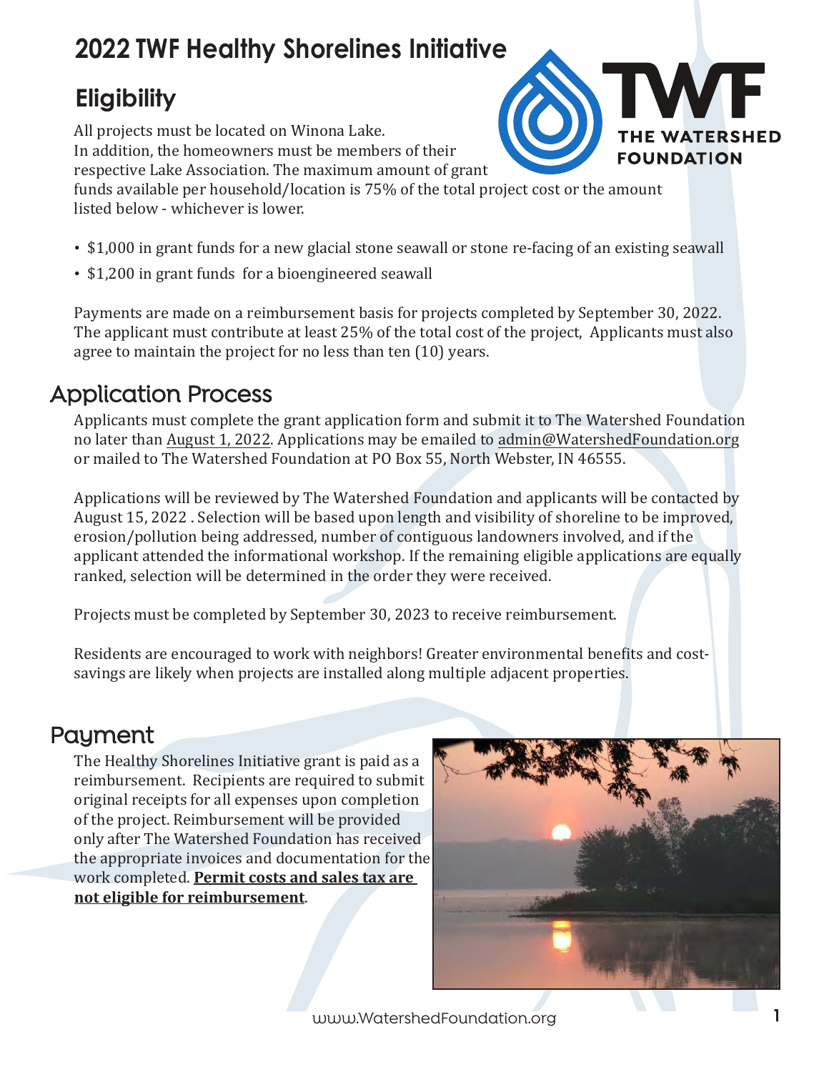# 2022 TWF Healthy Shorelines Initiative

## Eligibility

All projects must be located on Winona Lake.
In addition, the homeowners must be members of their respective Lake Association. The maximum amount of grant funds available per household/location is 75% of the total project cost or the amount listed below - whichever is lower.

- $1,000 in grant funds for a new glacial stone seawall or stone re-facing of an existing seawall
- $1,200 in grant funds for a bioengineered seawall

Payments are made on a reimbursement basis for projects completed by September 30, 2022. The applicant must contribute at least 25% of the total cost of the project, Applicants must also agree to maintain the project for no less than ten (10) years.

## Application Process

Applicants must complete the grant application form and submit it to The Watershed Foundation no later than August 1, 2022. Applications may be emailed to admin@WatershedFoundation.org or mailed to The Watershed Foundation at PO Box 55, North Webster, IN 46555.

Applications will be reviewed by The Watershed Foundation and applicants will be contacted by August 15, 2022 . Selection will be based upon length and visibility of shoreline to be improved, erosion/pollution being addressed, number of contiguous landowners involved, and if the applicant attended the informational workshop. If the remaining eligible applications are equally ranked, selection will be determined in the order they were received.

Projects must be completed by September 30, 2023 to receive reimbursement.

Residents are encouraged to work with neighbors! Greater environmental benefits and cost-savings are likely when projects are installed along multiple adjacent properties.

## Payment

The Healthy Shorelines Initiative grant is paid as a reimbursement. Recipients are required to submit original receipts for all expenses upon completion of the project. Reimbursement will be provided only after The Watershed Foundation has received the appropriate invoices and documentation for the work completed. **Permit costs and sales tax are not eligible for reimbursement**.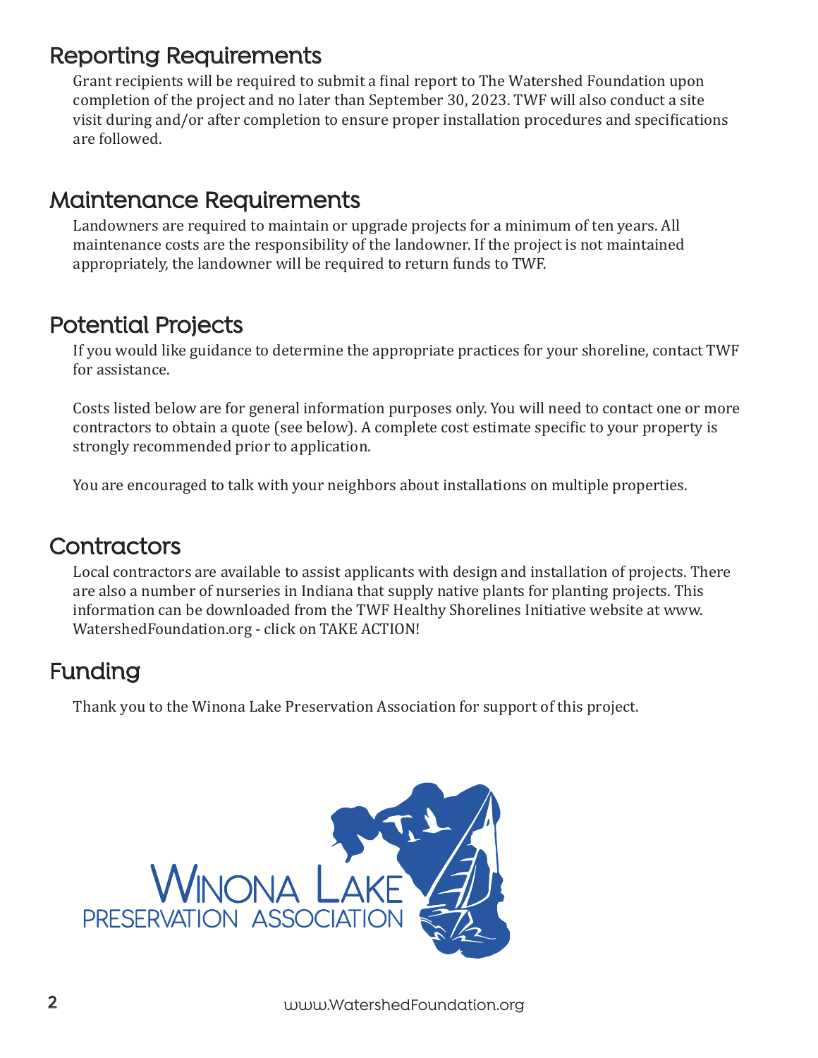## Reporting Requirements

Grant recipients will be required to submit a final report to The Watershed Foundation upon completion of the project and no later than September 30, 2023. TWF will also conduct a site visit during and/or after completion to ensure proper installation procedures and specifications are followed.

## Maintenance Requirements

Landowners are required to maintain or upgrade projects for a minimum of ten years. All maintenance costs are the responsibility of the landowner. If the project is not maintained appropriately, the landowner will be required to return funds to TWF.

## Potential Projects

If you would like guidance to determine the appropriate practices for your shoreline, contact TWF for assistance.

Costs listed below are for general information purposes only. You will need to contact one or more contractors to obtain a quote (see below). A complete cost estimate specific to your property is strongly recommended prior to application.

You are encouraged to talk with your neighbors about installations on multiple properties.

## Contractors

Local contractors are available to assist applicants with design and installation of projects. There are also a number of nurseries in Indiana that supply native plants for planting projects. This information can be downloaded from the TWF Healthy Shorelines Initiative website at www.WatershedFoundation.org - click on TAKE ACTION!

## Funding

Thank you to the Winona Lake Preservation Association for support of this project.

Winona Lake Preservation Association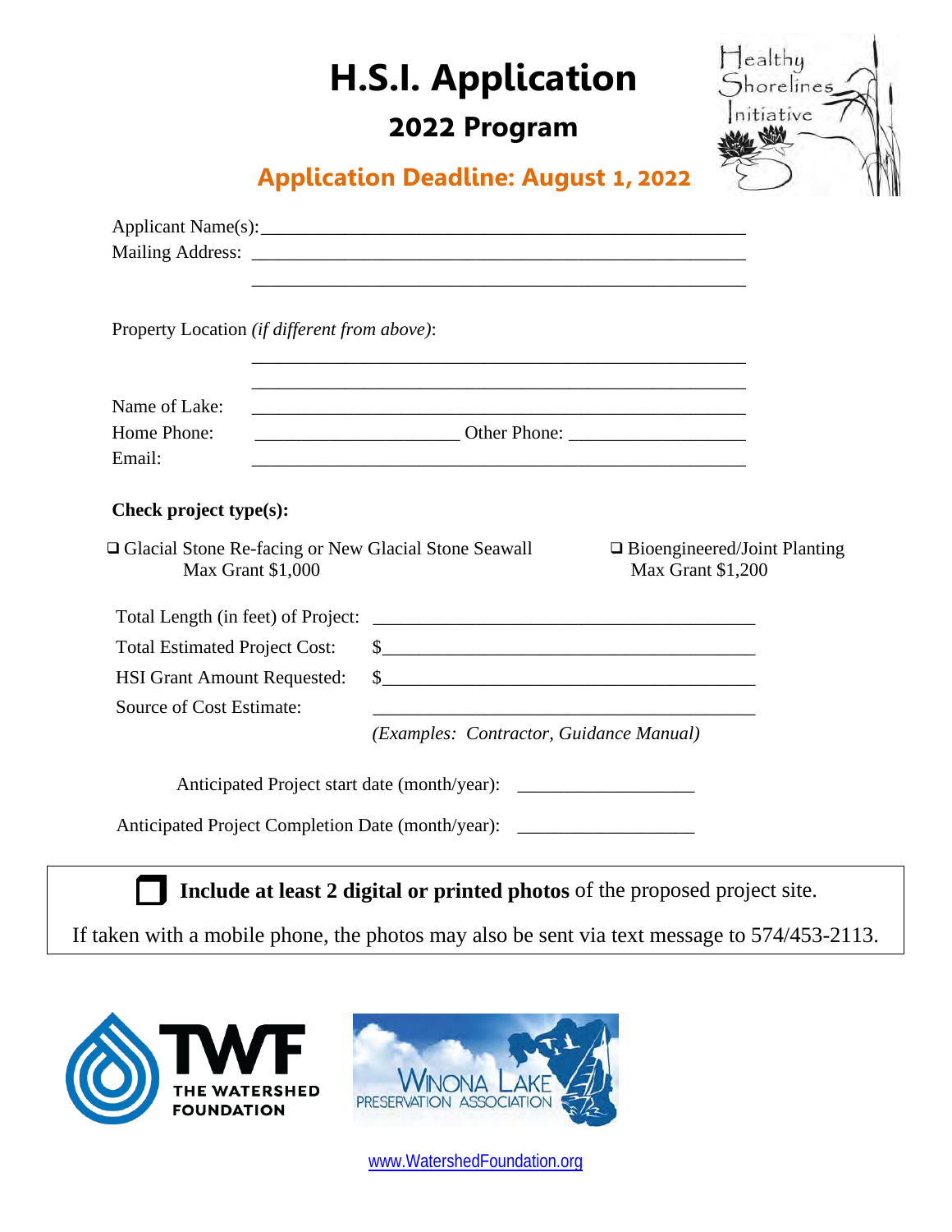# H.S.I. Application

## 2022 Program

**Application Deadline: August 1, 2022**

Healthy Shorelines Initiative

Applicant Name(s): ____________________________________________________

Mailing Address: ____________________________________________________

____________________________________________________

Property Location *(if different from above)*:

____________________________________________________

____________________________________________________

Name of Lake: ____________________________________________________

Home Phone: ______________________ Other Phone: __________________

Email: ____________________________________________________

**Check project type(s):**

❑ Glacial Stone Re-facing or New Glacial Stone Seawall
Max Grant $1,000

❑ Bioengineered/Joint Planting
Max Grant $1,200

Total Length (in feet) of Project: ________________________________________

Total Estimated Project Cost: $________________________________________

HSI Grant Amount Requested: $________________________________________

Source of Cost Estimate: ________________________________________

*(Examples: Contractor, Guidance Manual)*

Anticipated Project start date (month/year): __________________

Anticipated Project Completion Date (month/year): __________________

❑ **Include at least 2 digital or printed photos** of the proposed project site.

If taken with a mobile phone, the photos may also be sent via text message to 574/453-2113.

TWF THE WATERSHED FOUNDATION

WINONA LAKE PRESERVATION ASSOCIATION

www.WatershedFoundation.org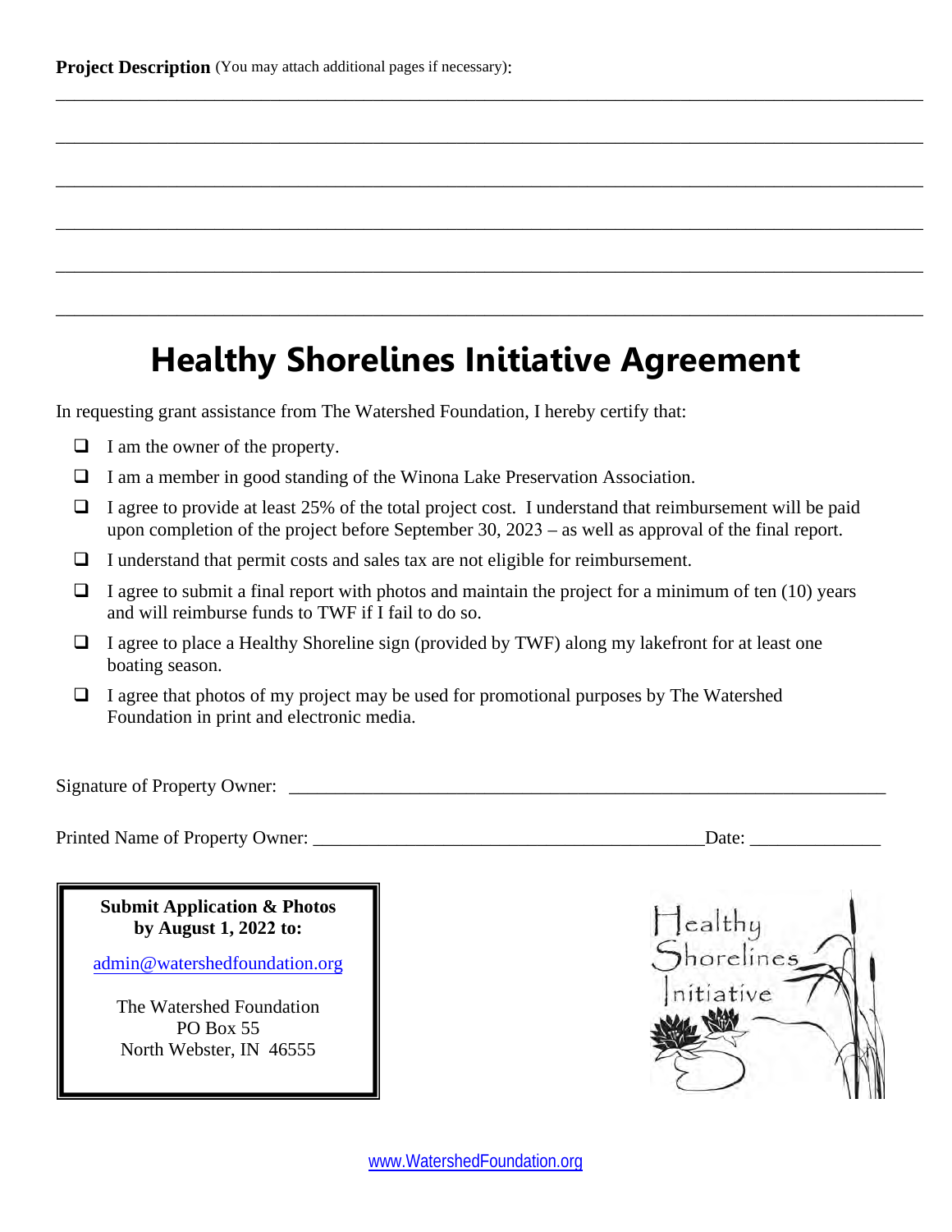**Project Description** (You may attach additional pages if necessary):

______________________________________________________________________________

______________________________________________________________________________

______________________________________________________________________________

______________________________________________________________________________

______________________________________________________________________________

______________________________________________________________________________

# Healthy Shorelines Initiative Agreement

In requesting grant assistance from The Watershed Foundation, I hereby certify that:

- ☐ I am the owner of the property.
- ☐ I am a member in good standing of the Winona Lake Preservation Association.
- ☐ I agree to provide at least 25% of the total project cost. I understand that reimbursement will be paid upon completion of the project before September 30, 2023 – as well as approval of the final report.
- ☐ I understand that permit costs and sales tax are not eligible for reimbursement.
- ☐ I agree to submit a final report with photos and maintain the project for a minimum of ten (10) years and will reimburse funds to TWF if I fail to do so.
- ☐ I agree to place a Healthy Shoreline sign (provided by TWF) along my lakefront for at least one boating season.
- ☐ I agree that photos of my project may be used for promotional purposes by The Watershed Foundation in print and electronic media.

Signature of Property Owner: ____________________________________________________________

Printed Name of Property Owner: ________________________________________Date: _____________

**Submit Application & Photos by August 1, 2022 to:**

admin@watershedfoundation.org

The Watershed Foundation
PO Box 55
North Webster, IN 46555

Healthy Shorelines Initiative

www.WatershedFoundation.org